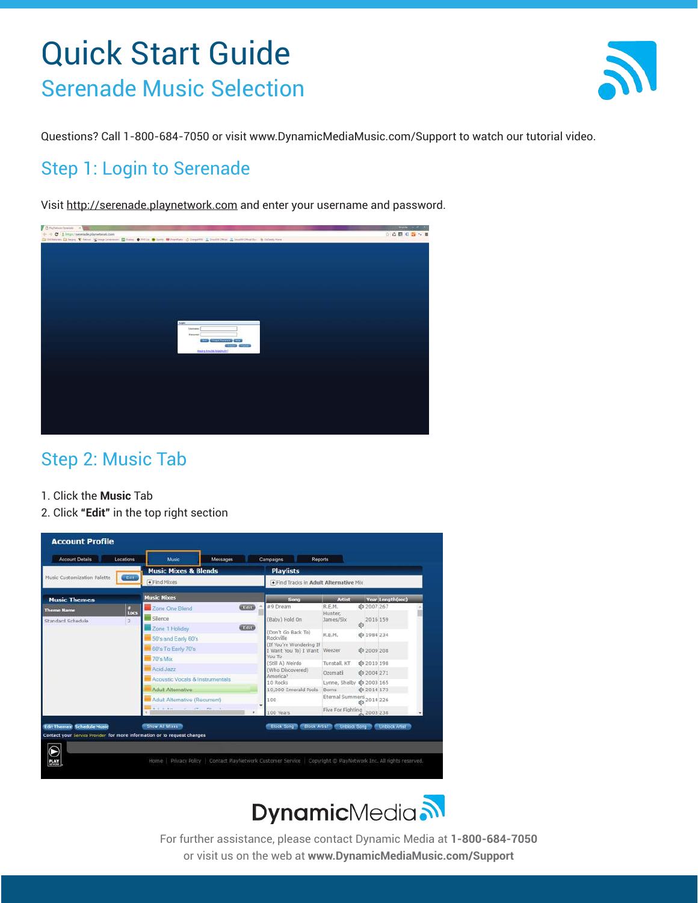# Quick Start Guide

## Serenade Music Selection

Questions? Call 1-800-684-7050 or visit www.DynamicMediaMusic.com/Support to watch our tutorial video.

## Step 1: Login to Serenade

Visit http://serenade.playnetwork.com and enter your username and password.

## Step 2: Music Tab

1. Click the **Music** Tab
2. Click **"Edit"** in the top right section

For further assistance, please contact Dynamic Media at **1-800-684-7050**
or visit us on the web at **www.DynamicMediaMusic.com/Support**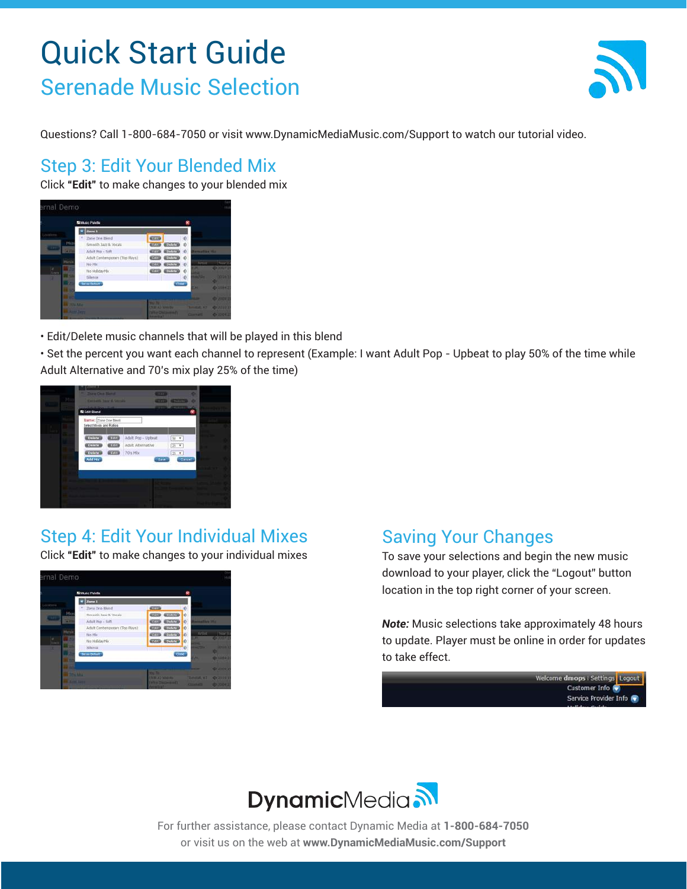# Quick Start Guide

## Serenade Music Selection

Questions? Call 1-800-684-7050 or visit www.DynamicMediaMusic.com/Support to watch our tutorial video.

## Step 3: Edit Your Blended Mix

Click **"Edit"** to make changes to your blended mix

- Edit/Delete music channels that will be played in this blend
- Set the percent you want each channel to represent (Example: I want Adult Pop - Upbeat to play 50% of the time while Adult Alternative and 70's mix play 25% of the time)

## Step 4: Edit Your Individual Mixes

Click **"Edit"** to make changes to your individual mixes

## Saving Your Changes

To save your selections and begin the new music download to your player, click the "Logout" button location in the top right corner of your screen.

***Note:*** Music selections take approximately 48 hours to update. Player must be online in order for updates to take effect.

DynamicMedia

For further assistance, please contact Dynamic Media at **1-800-684-7050** or visit us on the web at **www.DynamicMediaMusic.com/Support**